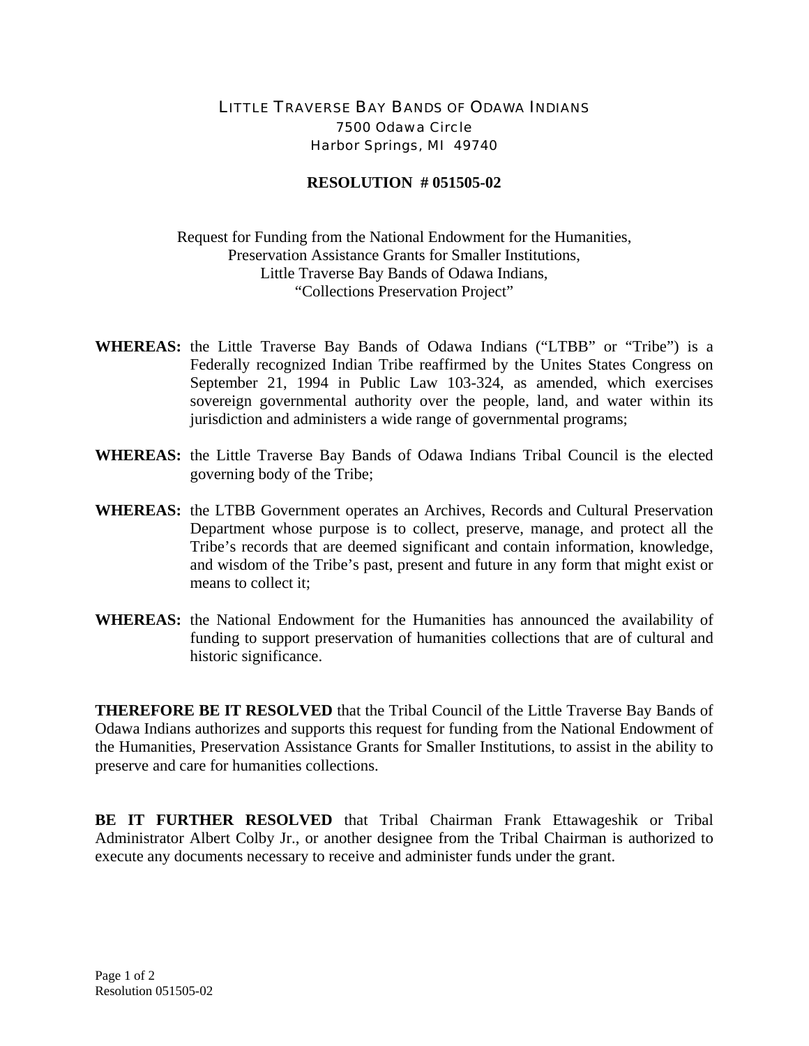LITTLE TRAVERSE BAY BANDS OF ODAWA INDIANS
7500 Odawa Circle
Harbor Springs, MI 49740

**RESOLUTION # 051505-02**

Request for Funding from the National Endowment for the Humanities,
Preservation Assistance Grants for Smaller Institutions,
Little Traverse Bay Bands of Odawa Indians,
"Collections Preservation Project"

**WHEREAS:** the Little Traverse Bay Bands of Odawa Indians ("LTBB" or "Tribe") is a Federally recognized Indian Tribe reaffirmed by the Unites States Congress on September 21, 1994 in Public Law 103-324, as amended, which exercises sovereign governmental authority over the people, land, and water within its jurisdiction and administers a wide range of governmental programs;

**WHEREAS:** the Little Traverse Bay Bands of Odawa Indians Tribal Council is the elected governing body of the Tribe;

**WHEREAS:** the LTBB Government operates an Archives, Records and Cultural Preservation Department whose purpose is to collect, preserve, manage, and protect all the Tribe's records that are deemed significant and contain information, knowledge, and wisdom of the Tribe's past, present and future in any form that might exist or means to collect it;

**WHEREAS:** the National Endowment for the Humanities has announced the availability of funding to support preservation of humanities collections that are of cultural and historic significance.

**THEREFORE BE IT RESOLVED** that the Tribal Council of the Little Traverse Bay Bands of Odawa Indians authorizes and supports this request for funding from the National Endowment of the Humanities, Preservation Assistance Grants for Smaller Institutions, to assist in the ability to preserve and care for humanities collections.

**BE IT FURTHER RESOLVED** that Tribal Chairman Frank Ettawageshik or Tribal Administrator Albert Colby Jr., or another designee from the Tribal Chairman is authorized to execute any documents necessary to receive and administer funds under the grant.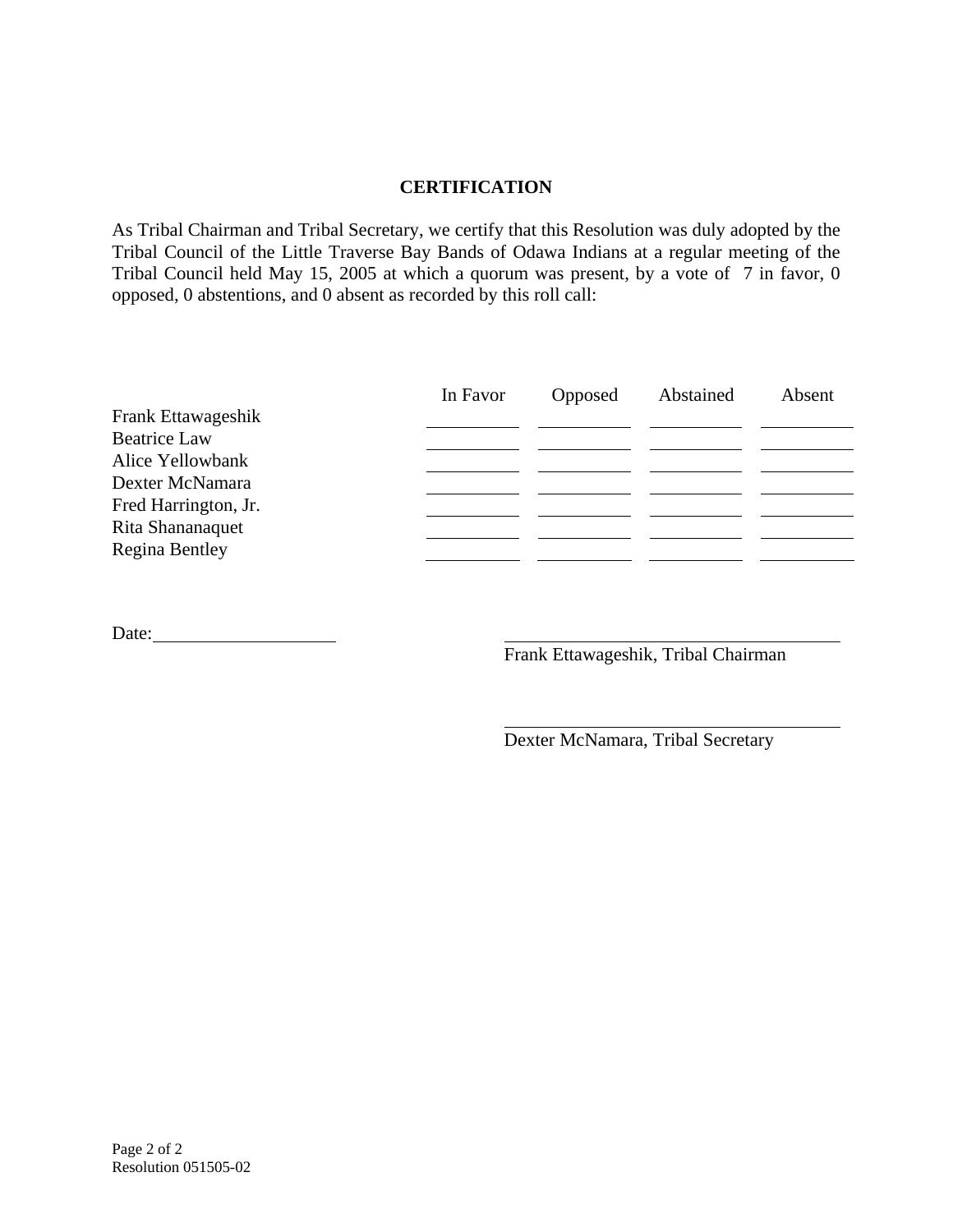## CERTIFICATION

As Tribal Chairman and Tribal Secretary, we certify that this Resolution was duly adopted by the Tribal Council of the Little Traverse Bay Bands of Odawa Indians at a regular meeting of the Tribal Council held May 15, 2005 at which a quorum was present, by a vote of 7 in favor, 0 opposed, 0 abstentions, and 0 absent as recorded by this roll call:

| | In Favor | Opposed | Abstained | Absent |
|---|---|---|---|---|
| Frank Ettawageshik | | | | |
| Beatrice Law | | | | |
| Alice Yellowbank | | | | |
| Dexter McNamara | | | | |
| Fred Harrington, Jr. | | | | |
| Rita Shananaquet | | | | |
| Regina Bentley | | | | |

Date:____________________

_______________________________________
Frank Ettawageshik, Tribal Chairman

_______________________________________
Dexter McNamara, Tribal Secretary

Resolution 051505-02